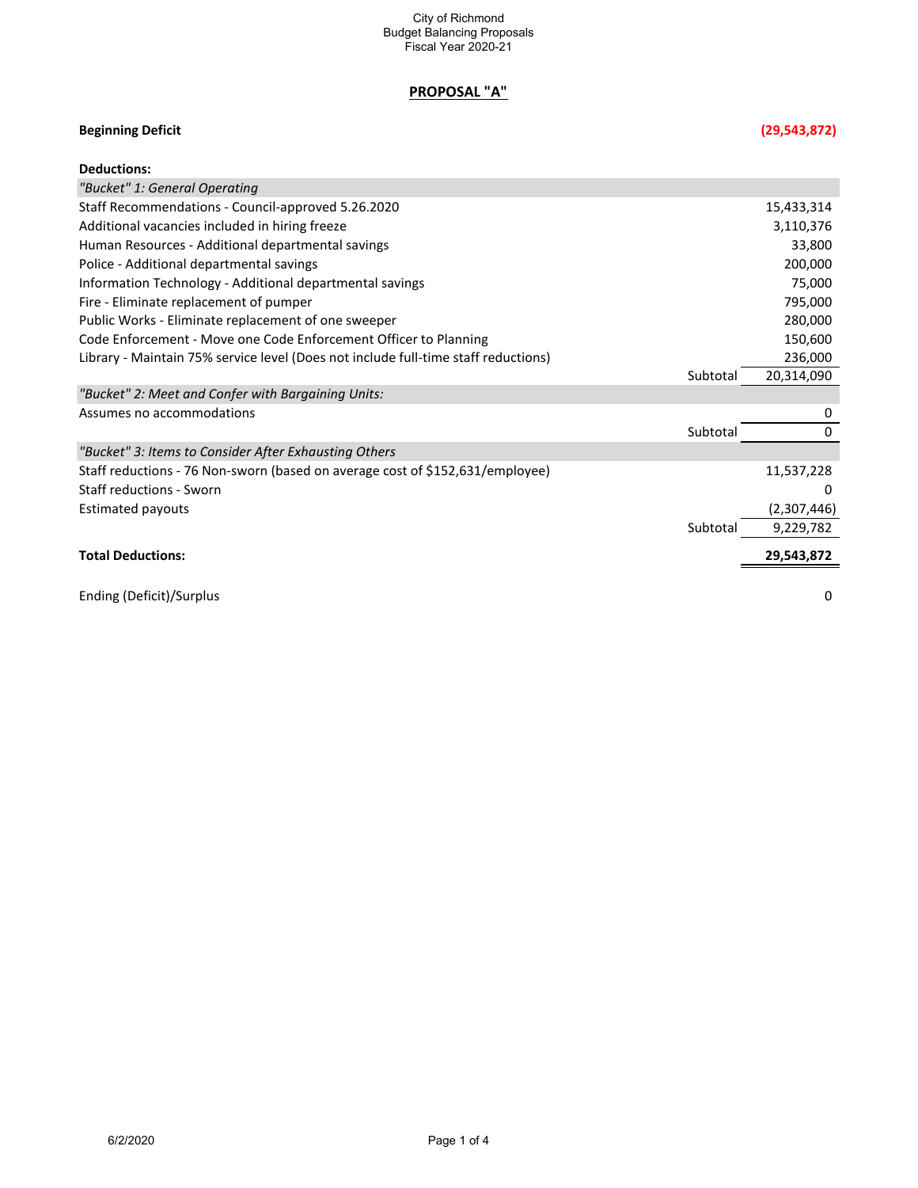City of Richmond
Budget Balancing Proposals
Fiscal Year 2020-21

## PROPOSAL "A"

| | | |
|---|---|---|
| **Beginning Deficit** | | **(29,543,872)** |
| | | |
| **Deductions:** | | |
| *"Bucket" 1: General Operating* | | |
| Staff Recommendations - Council-approved 5.26.2020 | | 15,433,314 |
| Additional vacancies included in hiring freeze | | 3,110,376 |
| Human Resources - Additional departmental savings | | 33,800 |
| Police - Additional departmental savings | | 200,000 |
| Information Technology - Additional departmental savings | | 75,000 |
| Fire - Eliminate replacement of pumper | | 795,000 |
| Public Works - Eliminate replacement of one sweeper | | 280,000 |
| Code Enforcement - Move one Code Enforcement Officer to Planning | | 150,600 |
| Library - Maintain 75% service level (Does not include full-time staff reductions) | | 236,000 |
| | Subtotal | 20,314,090 |
| *"Bucket" 2: Meet and Confer with Bargaining Units:* | | |
| Assumes no accommodations | | 0 |
| | Subtotal | 0 |
| *"Bucket" 3: Items to Consider After Exhausting Others* | | |
| Staff reductions - 76 Non-sworn (based on average cost of $152,631/employee) | | 11,537,228 |
| Staff reductions - Sworn | | 0 |
| Estimated payouts | | (2,307,446) |
| | Subtotal | 9,229,782 |
| | | |
| **Total Deductions:** | | **29,543,872** |
| | | |
| Ending (Deficit)/Surplus | | 0 |

6/2/2020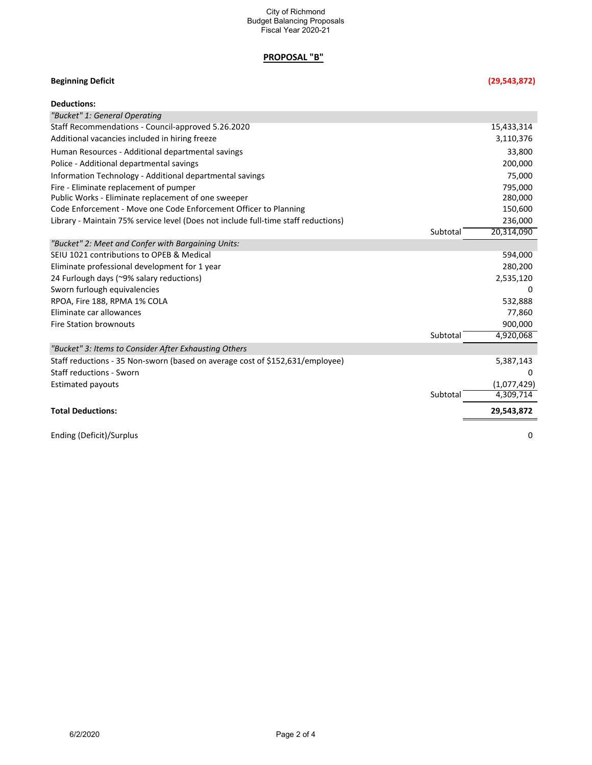City of Richmond
Budget Balancing Proposals
Fiscal Year 2020-21

## PROPOSAL "B"

**Beginning Deficit** **(29,543,872)**

**Deductions:**

| | | |
|---|---|---|
| *"Bucket" 1: General Operating* | | |
| Staff Recommendations - Council-approved 5.26.2020 | | 15,433,314 |
| Additional vacancies included in hiring freeze | | 3,110,376 |
| Human Resources - Additional departmental savings | | 33,800 |
| Police - Additional departmental savings | | 200,000 |
| Information Technology - Additional departmental savings | | 75,000 |
| Fire - Eliminate replacement of pumper | | 795,000 |
| Public Works - Eliminate replacement of one sweeper | | 280,000 |
| Code Enforcement - Move one Code Enforcement Officer to Planning | | 150,600 |
| Library - Maintain 75% service level (Does not include full-time staff reductions) | | 236,000 |
| | Subtotal | 20,314,090 |
| *"Bucket" 2: Meet and Confer with Bargaining Units:* | | |
| SEIU 1021 contributions to OPEB & Medical | | 594,000 |
| Eliminate professional development for 1 year | | 280,200 |
| 24 Furlough days (~9% salary reductions) | | 2,535,120 |
| Sworn furlough equivalencies | | 0 |
| RPOA, Fire 188, RPMA 1% COLA | | 532,888 |
| Eliminate car allowances | | 77,860 |
| Fire Station brownouts | | 900,000 |
| | Subtotal | 4,920,068 |
| *"Bucket" 3: Items to Consider After Exhausting Others* | | |
| Staff reductions - 35 Non-sworn (based on average cost of $152,631/employee) | | 5,387,143 |
| Staff reductions - Sworn | | 0 |
| Estimated payouts | | (1,077,429) |
| | Subtotal | 4,309,714 |
| **Total Deductions:** | | **29,543,872** |
| Ending (Deficit)/Surplus | | 0 |

6/2/2020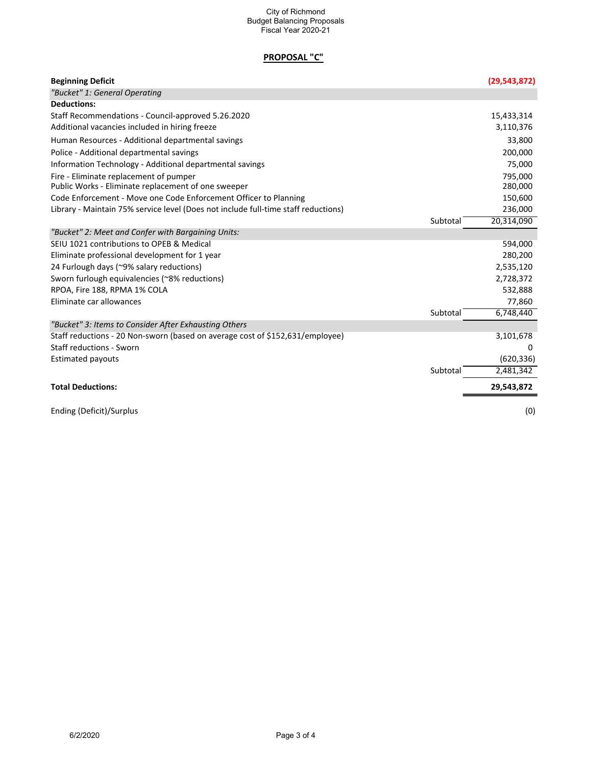City of Richmond
Budget Balancing Proposals
Fiscal Year 2020-21

## PROPOSAL "C"

| | | |
|---|---|---|
| **Beginning Deficit** | | **(29,543,872)** |
| *"Bucket" 1: General Operating* | | |
| **Deductions:** | | |
| Staff Recommendations - Council-approved 5.26.2020 | | 15,433,314 |
| Additional vacancies included in hiring freeze | | 3,110,376 |
| Human Resources - Additional departmental savings | | 33,800 |
| Police - Additional departmental savings | | 200,000 |
| Information Technology - Additional departmental savings | | 75,000 |
| Fire - Eliminate replacement of pumper | | 795,000 |
| Public Works - Eliminate replacement of one sweeper | | 280,000 |
| Code Enforcement - Move one Code Enforcement Officer to Planning | | 150,600 |
| Library - Maintain 75% service level (Does not include full-time staff reductions) | | 236,000 |
| | Subtotal | 20,314,090 |
| *"Bucket" 2: Meet and Confer with Bargaining Units:* | | |
| SEIU 1021 contributions to OPEB & Medical | | 594,000 |
| Eliminate professional development for 1 year | | 280,200 |
| 24 Furlough days (~9% salary reductions) | | 2,535,120 |
| Sworn furlough equivalencies (~8% reductions) | | 2,728,372 |
| RPOA, Fire 188, RPMA 1% COLA | | 532,888 |
| Eliminate car allowances | | 77,860 |
| | Subtotal | 6,748,440 |
| *"Bucket" 3: Items to Consider After Exhausting Others* | | |
| Staff reductions - 20 Non-sworn (based on average cost of $152,631/employee) | | 3,101,678 |
| Staff reductions - Sworn | | 0 |
| Estimated payouts | | (620,336) |
| | Subtotal | 2,481,342 |
| **Total Deductions:** | | **29,543,872** |
| Ending (Deficit)/Surplus | | (0) |

6/2/2020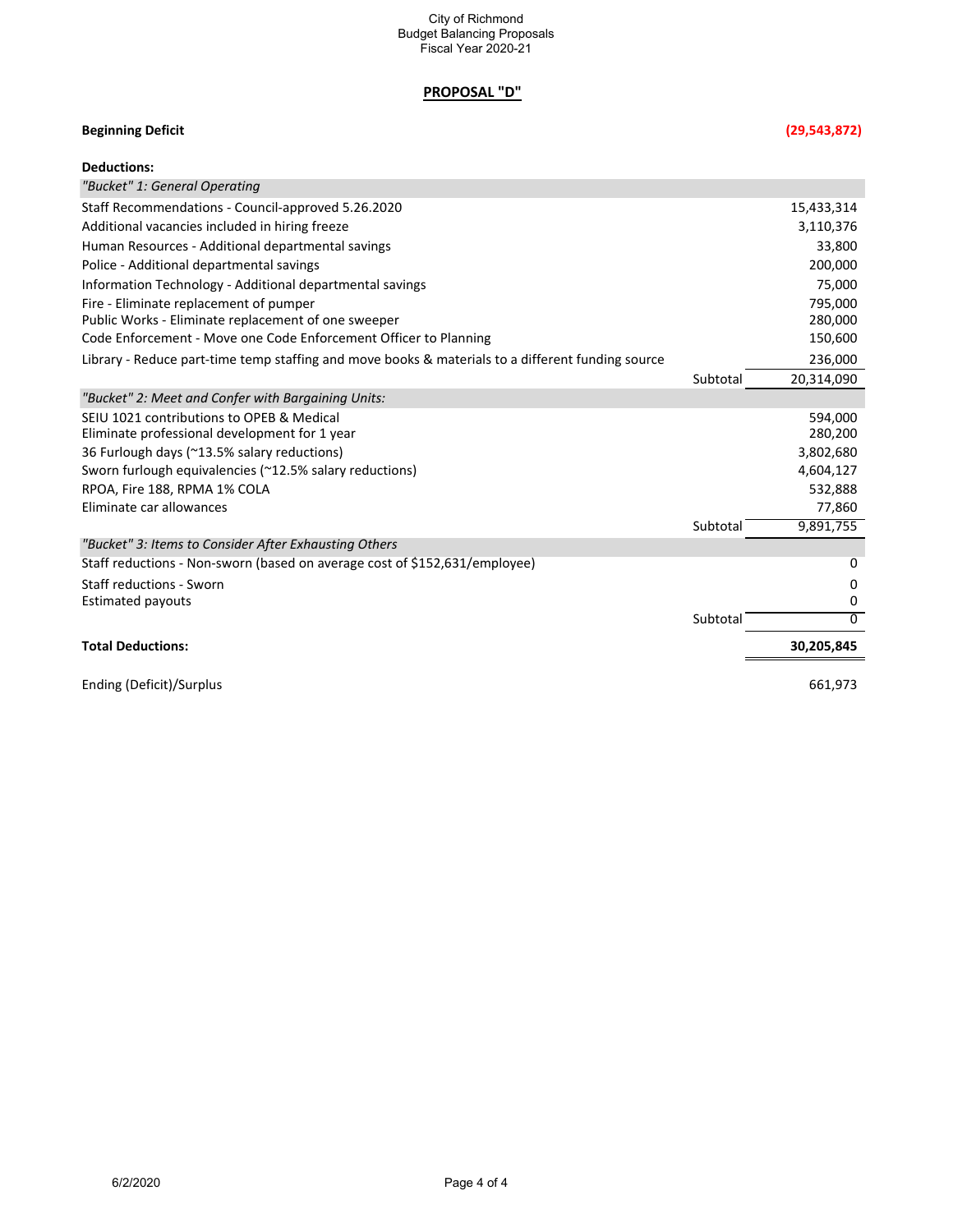City of Richmond
Budget Balancing Proposals
Fiscal Year 2020-21

## PROPOSAL "D"

| | | |
|---|---|---|
| **Beginning Deficit** | | **(29,543,872)** |
| **Deductions:** | | |
| *"Bucket" 1: General Operating* | | |
| Staff Recommendations - Council-approved 5.26.2020 | | 15,433,314 |
| Additional vacancies included in hiring freeze | | 3,110,376 |
| Human Resources - Additional departmental savings | | 33,800 |
| Police - Additional departmental savings | | 200,000 |
| Information Technology - Additional departmental savings | | 75,000 |
| Fire - Eliminate replacement of pumper | | 795,000 |
| Public Works - Eliminate replacement of one sweeper | | 280,000 |
| Code Enforcement - Move one Code Enforcement Officer to Planning | | 150,600 |
| Library - Reduce part-time temp staffing and move books & materials to a different funding source | | 236,000 |
| | Subtotal | 20,314,090 |
| *"Bucket" 2: Meet and Confer with Bargaining Units:* | | |
| SEIU 1021 contributions to OPEB & Medical | | 594,000 |
| Eliminate professional development for 1 year | | 280,200 |
| 36 Furlough days (~13.5% salary reductions) | | 3,802,680 |
| Sworn furlough equivalencies (~12.5% salary reductions) | | 4,604,127 |
| RPOA, Fire 188, RPMA 1% COLA | | 532,888 |
| Eliminate car allowances | | 77,860 |
| | Subtotal | 9,891,755 |
| *"Bucket" 3: Items to Consider After Exhausting Others* | | |
| Staff reductions - Non-sworn (based on average cost of $152,631/employee) | | 0 |
| Staff reductions - Sworn | | 0 |
| Estimated payouts | | 0 |
| | Subtotal | 0 |
| **Total Deductions:** | | **30,205,845** |
| Ending (Deficit)/Surplus | | 661,973 |

6/2/2020